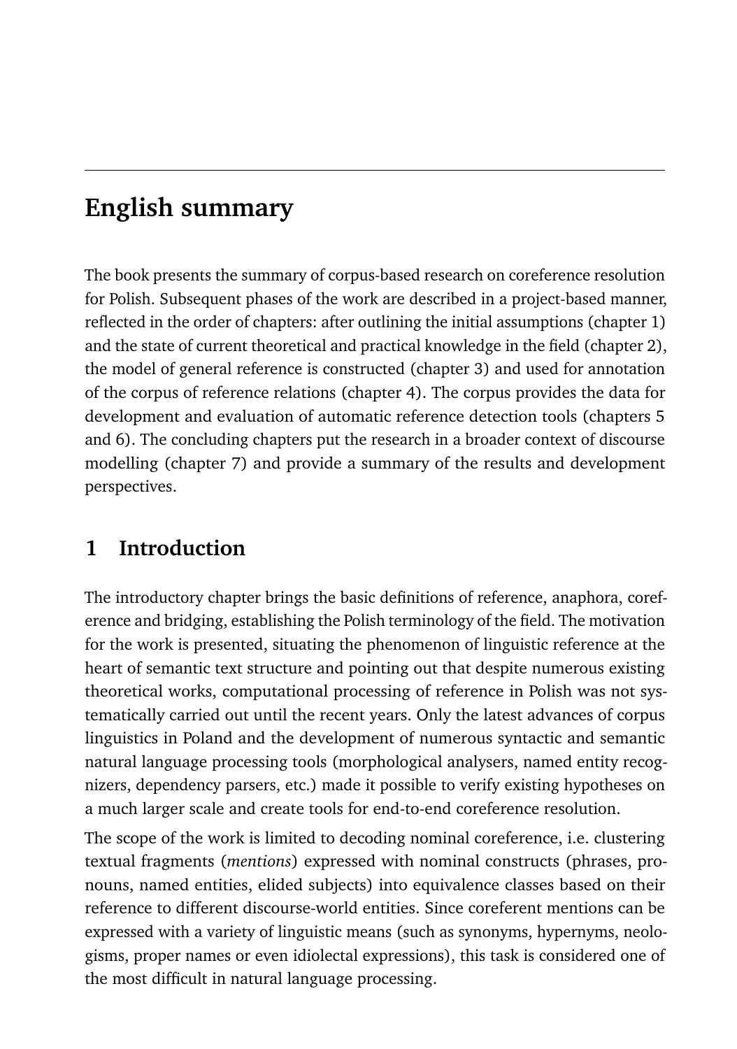# English summary

The book presents the summary of corpus-based research on coreference resolution for Polish. Subsequent phases of the work are described in a project-based manner, reflected in the order of chapters: after outlining the initial assumptions (chapter 1) and the state of current theoretical and practical knowledge in the field (chapter 2), the model of general reference is constructed (chapter 3) and used for annotation of the corpus of reference relations (chapter 4). The corpus provides the data for development and evaluation of automatic reference detection tools (chapters 5 and 6). The concluding chapters put the research in a broader context of discourse modelling (chapter 7) and provide a summary of the results and development perspectives.

## 1 Introduction

The introductory chapter brings the basic definitions of reference, anaphora, coreference and bridging, establishing the Polish terminology of the field. The motivation for the work is presented, situating the phenomenon of linguistic reference at the heart of semantic text structure and pointing out that despite numerous existing theoretical works, computational processing of reference in Polish was not systematically carried out until the recent years. Only the latest advances of corpus linguistics in Poland and the development of numerous syntactic and semantic natural language processing tools (morphological analysers, named entity recognizers, dependency parsers, etc.) made it possible to verify existing hypotheses on a much larger scale and create tools for end-to-end coreference resolution.

The scope of the work is limited to decoding nominal coreference, i.e. clustering textual fragments (*mentions*) expressed with nominal constructs (phrases, pronouns, named entities, elided subjects) into equivalence classes based on their reference to different discourse-world entities. Since coreferent mentions can be expressed with a variety of linguistic means (such as synonyms, hypernyms, neologisms, proper names or even idiolectal expressions), this task is considered one of the most difficult in natural language processing.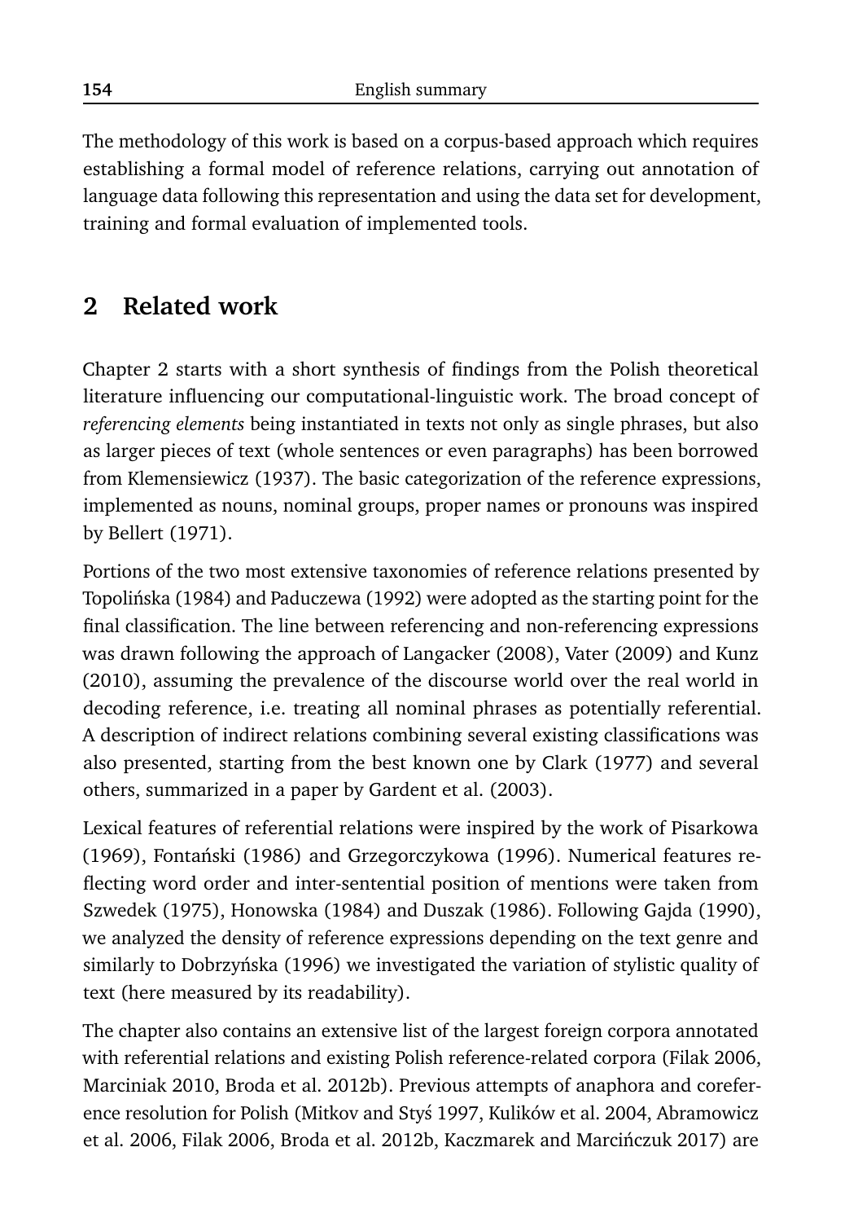The methodology of this work is based on a corpus-based approach which requires establishing a formal model of reference relations, carrying out annotation of language data following this representation and using the data set for development, training and formal evaluation of implemented tools.

## 2 Related work

Chapter 2 starts with a short synthesis of findings from the Polish theoretical literature influencing our computational-linguistic work. The broad concept of *referencing elements* being instantiated in texts not only as single phrases, but also as larger pieces of text (whole sentences or even paragraphs) has been borrowed from Klemensiewicz (1937). The basic categorization of the reference expressions, implemented as nouns, nominal groups, proper names or pronouns was inspired by Bellert (1971).

Portions of the two most extensive taxonomies of reference relations presented by Topolińska (1984) and Paduczewa (1992) were adopted as the starting point for the final classification. The line between referencing and non-referencing expressions was drawn following the approach of Langacker (2008), Vater (2009) and Kunz (2010), assuming the prevalence of the discourse world over the real world in decoding reference, i.e. treating all nominal phrases as potentially referential. A description of indirect relations combining several existing classifications was also presented, starting from the best known one by Clark (1977) and several others, summarized in a paper by Gardent et al. (2003).

Lexical features of referential relations were inspired by the work of Pisarkowa (1969), Fontański (1986) and Grzegorczykowa (1996). Numerical features reflecting word order and inter-sentential position of mentions were taken from Szwedek (1975), Honowska (1984) and Duszak (1986). Following Gajda (1990), we analyzed the density of reference expressions depending on the text genre and similarly to Dobrzyńska (1996) we investigated the variation of stylistic quality of text (here measured by its readability).

The chapter also contains an extensive list of the largest foreign corpora annotated with referential relations and existing Polish reference-related corpora (Filak 2006, Marciniak 2010, Broda et al. 2012b). Previous attempts of anaphora and coreference resolution for Polish (Mitkov and Styś 1997, Kulików et al. 2004, Abramowicz et al. 2006, Filak 2006, Broda et al. 2012b, Kaczmarek and Marcińczuk 2017) are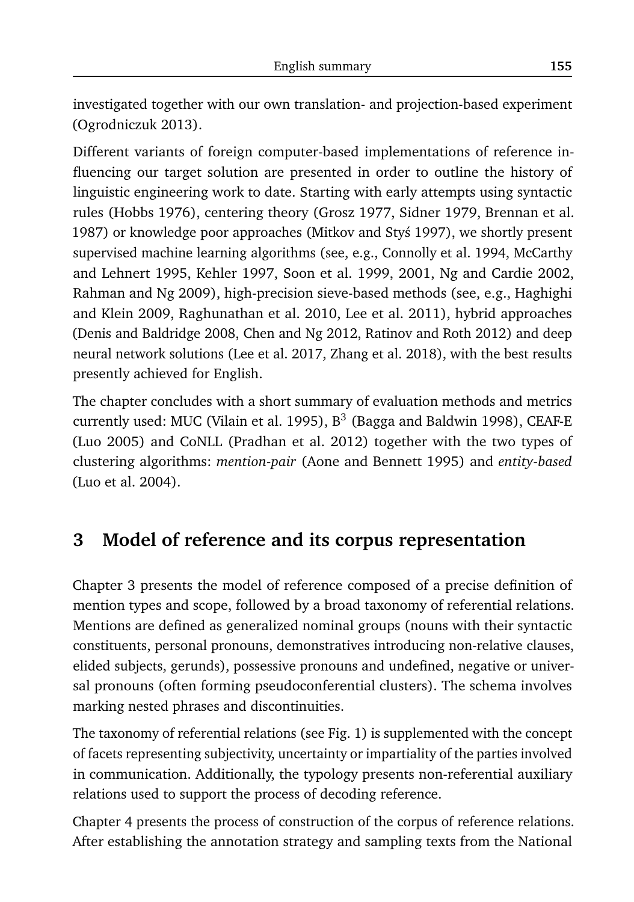investigated together with our own translation- and projection-based experiment (Ogrodniczuk 2013).

Different variants of foreign computer-based implementations of reference influencing our target solution are presented in order to outline the history of linguistic engineering work to date. Starting with early attempts using syntactic rules (Hobbs 1976), centering theory (Grosz 1977, Sidner 1979, Brennan et al. 1987) or knowledge poor approaches (Mitkov and Styś 1997), we shortly present supervised machine learning algorithms (see, e.g., Connolly et al. 1994, McCarthy and Lehnert 1995, Kehler 1997, Soon et al. 1999, 2001, Ng and Cardie 2002, Rahman and Ng 2009), high-precision sieve-based methods (see, e.g., Haghighi and Klein 2009, Raghunathan et al. 2010, Lee et al. 2011), hybrid approaches (Denis and Baldridge 2008, Chen and Ng 2012, Ratinov and Roth 2012) and deep neural network solutions (Lee et al. 2017, Zhang et al. 2018), with the best results presently achieved for English.

The chapter concludes with a short summary of evaluation methods and metrics currently used: MUC (Vilain et al. 1995), $B^3$ (Bagga and Baldwin 1998), CEAF-E (Luo 2005) and CoNLL (Pradhan et al. 2012) together with the two types of clustering algorithms: *mention-pair* (Aone and Bennett 1995) and *entity-based* (Luo et al. 2004).

## 3 Model of reference and its corpus representation

Chapter 3 presents the model of reference composed of a precise definition of mention types and scope, followed by a broad taxonomy of referential relations. Mentions are defined as generalized nominal groups (nouns with their syntactic constituents, personal pronouns, demonstratives introducing non-relative clauses, elided subjects, gerunds), possessive pronouns and undefined, negative or universal pronouns (often forming pseudoconferential clusters). The schema involves marking nested phrases and discontinuities.

The taxonomy of referential relations (see Fig. 1) is supplemented with the concept of facets representing subjectivity, uncertainty or impartiality of the parties involved in communication. Additionally, the typology presents non-referential auxiliary relations used to support the process of decoding reference.

Chapter 4 presents the process of construction of the corpus of reference relations. After establishing the annotation strategy and sampling texts from the National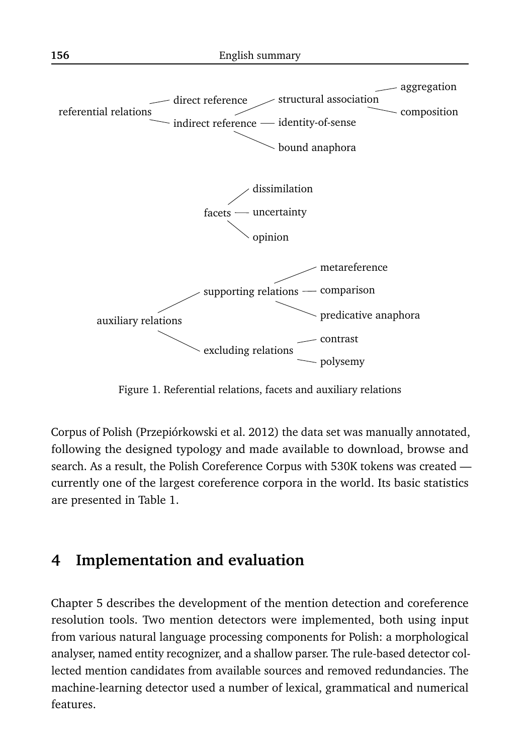- referential relations
  - direct reference
  - indirect reference
    - structural association
      - aggregation
      - composition
    - identity-of-sense
    - bound anaphora

- facets
  - dissimilation
  - uncertainty
  - opinion

- auxiliary relations
  - supporting relations
    - metareference
    - comparison
    - predicative anaphora
  - excluding relations
    - contrast
    - polysemy

Figure 1. Referential relations, facets and auxiliary relations

Corpus of Polish (Przepiórkowski et al. 2012) the data set was manually annotated, following the designed typology and made available to download, browse and search. As a result, the Polish Coreference Corpus with 530K tokens was created — currently one of the largest coreference corpora in the world. Its basic statistics are presented in Table 1.

## 4 Implementation and evaluation

Chapter 5 describes the development of the mention detection and coreference resolution tools. Two mention detectors were implemented, both using input from various natural language processing components for Polish: a morphological analyser, named entity recognizer, and a shallow parser. The rule-based detector collected mention candidates from available sources and removed redundancies. The machine-learning detector used a number of lexical, grammatical and numerical features.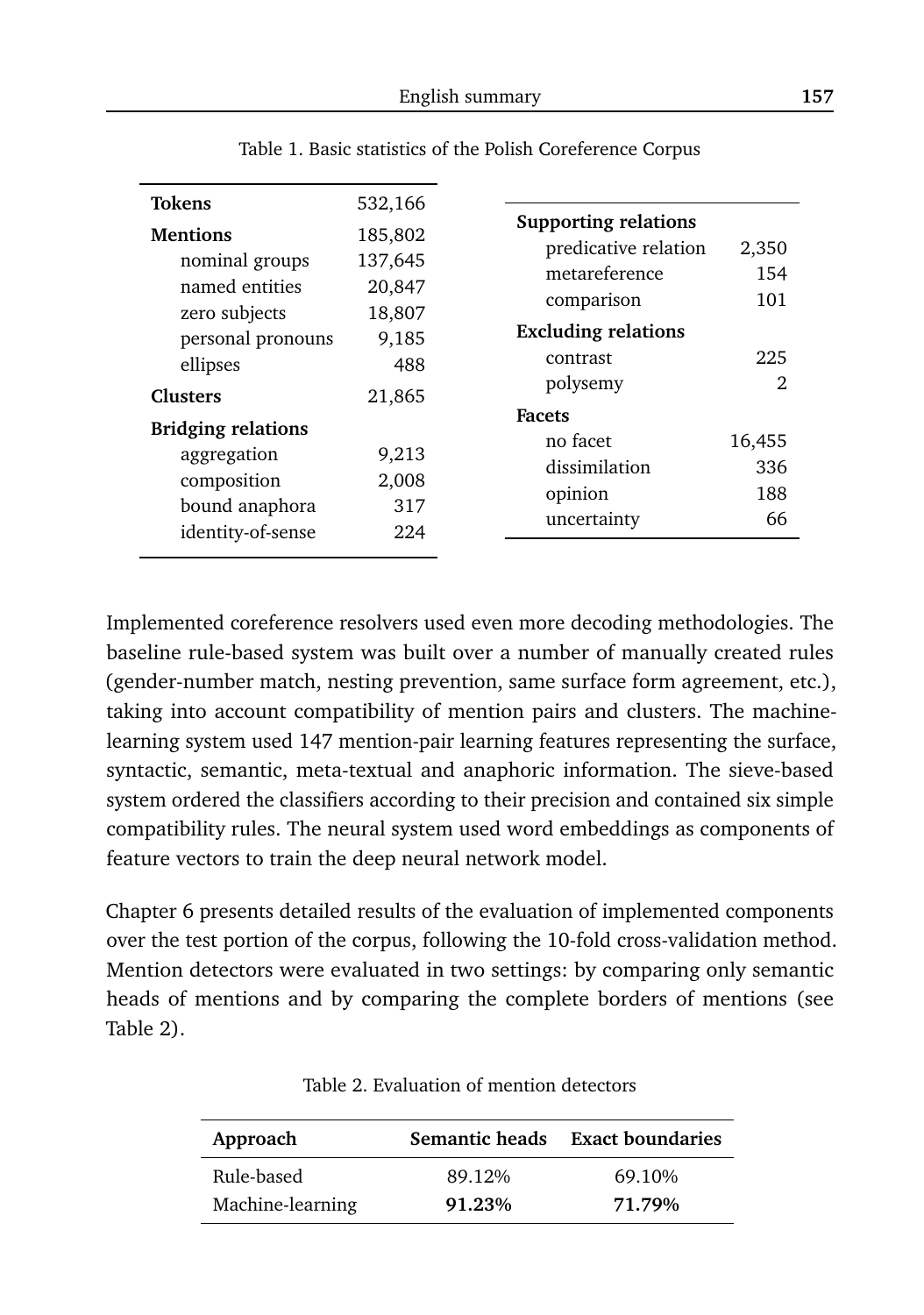Table 1. Basic statistics of the Polish Coreference Corpus

| | |
|---|---|
| **Tokens** | 532,166 |
| **Mentions** | 185,802 |
| nominal groups | 137,645 |
| named entities | 20,847 |
| zero subjects | 18,807 |
| personal pronouns | 9,185 |
| ellipses | 488 |
| **Clusters** | 21,865 |
| **Bridging relations** | |
| aggregation | 9,213 |
| composition | 2,008 |
| bound anaphora | 317 |
| identity-of-sense | 224 |

| | |
|---|---|
| **Supporting relations** | |
| predicative relation | 2,350 |
| metareference | 154 |
| comparison | 101 |
| **Excluding relations** | |
| contrast | 225 |
| polysemy | 2 |
| **Facets** | |
| no facet | 16,455 |
| dissimilation | 336 |
| opinion | 188 |
| uncertainty | 66 |

Implemented coreference resolvers used even more decoding methodologies. The baseline rule-based system was built over a number of manually created rules (gender-number match, nesting prevention, same surface form agreement, etc.), taking into account compatibility of mention pairs and clusters. The machine-learning system used 147 mention-pair learning features representing the surface, syntactic, semantic, meta-textual and anaphoric information. The sieve-based system ordered the classifiers according to their precision and contained six simple compatibility rules. The neural system used word embeddings as components of feature vectors to train the deep neural network model.

Chapter 6 presents detailed results of the evaluation of implemented components over the test portion of the corpus, following the 10-fold cross-validation method. Mention detectors were evaluated in two settings: by comparing only semantic heads of mentions and by comparing the complete borders of mentions (see Table 2).

Table 2. Evaluation of mention detectors

| Approach | Semantic heads | Exact boundaries |
|---|---|---|
| Rule-based | 89.12% | 69.10% |
| Machine-learning | **91.23%** | **71.79%** |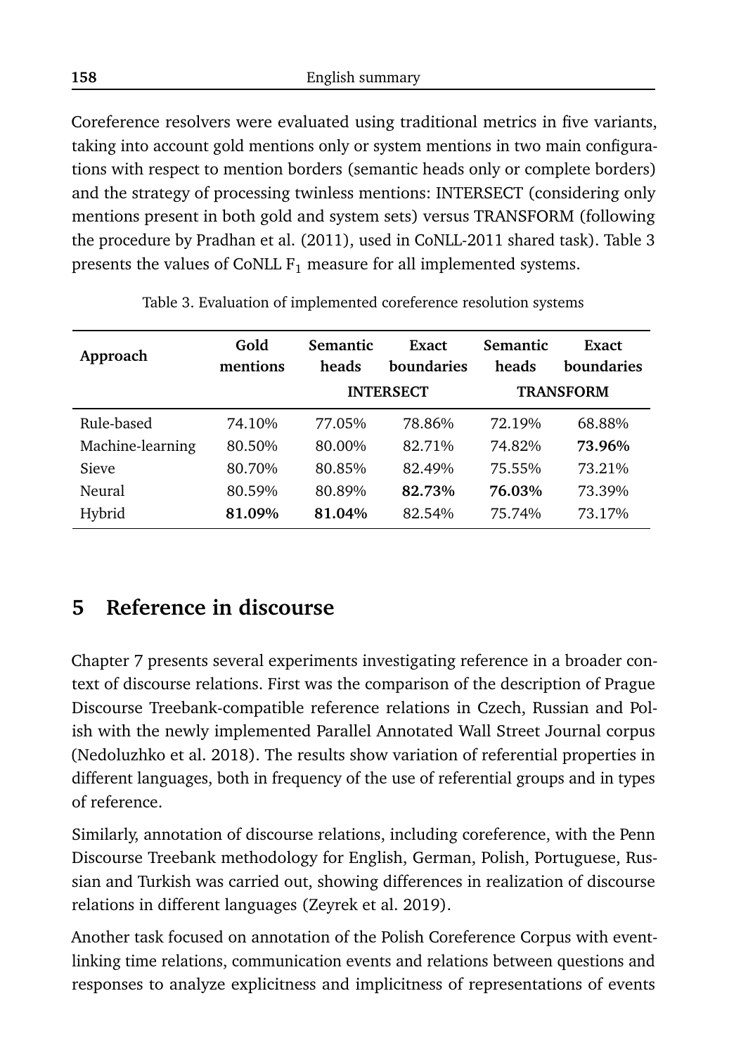Coreference resolvers were evaluated using traditional metrics in five variants, taking into account gold mentions only or system mentions in two main configurations with respect to mention borders (semantic heads only or complete borders) and the strategy of processing twinless mentions: INTERSECT (considering only mentions present in both gold and system sets) versus TRANSFORM (following the procedure by Pradhan et al. (2011), used in CoNLL-2011 shared task). Table 3 presents the values of CoNLL $F_1$ measure for all implemented systems.

Table 3. Evaluation of implemented coreference resolution systems

| Approach | Gold mentions | Semantic heads | Exact boundaries | Semantic heads | Exact boundaries |
|---|---|---|---|---|---|
| | | **INTERSECT** | | **TRANSFORM** | |
| Rule-based | 74.10% | 77.05% | 78.86% | 72.19% | 68.88% |
| Machine-learning | 80.50% | 80.00% | 82.71% | 74.82% | **73.96%** |
| Sieve | 80.70% | 80.85% | 82.49% | 75.55% | 73.21% |
| Neural | 80.59% | 80.89% | **82.73%** | **76.03%** | 73.39% |
| Hybrid | **81.09%** | **81.04%** | 82.54% | 75.74% | 73.17% |

## 5 Reference in discourse

Chapter 7 presents several experiments investigating reference in a broader context of discourse relations. First was the comparison of the description of Prague Discourse Treebank-compatible reference relations in Czech, Russian and Polish with the newly implemented Parallel Annotated Wall Street Journal corpus (Nedoluzhko et al. 2018). The results show variation of referential properties in different languages, both in frequency of the use of referential groups and in types of reference.

Similarly, annotation of discourse relations, including coreference, with the Penn Discourse Treebank methodology for English, German, Polish, Portuguese, Russian and Turkish was carried out, showing differences in realization of discourse relations in different languages (Zeyrek et al. 2019).

Another task focused on annotation of the Polish Coreference Corpus with event-linking time relations, communication events and relations between questions and responses to analyze explicitness and implicitness of representations of events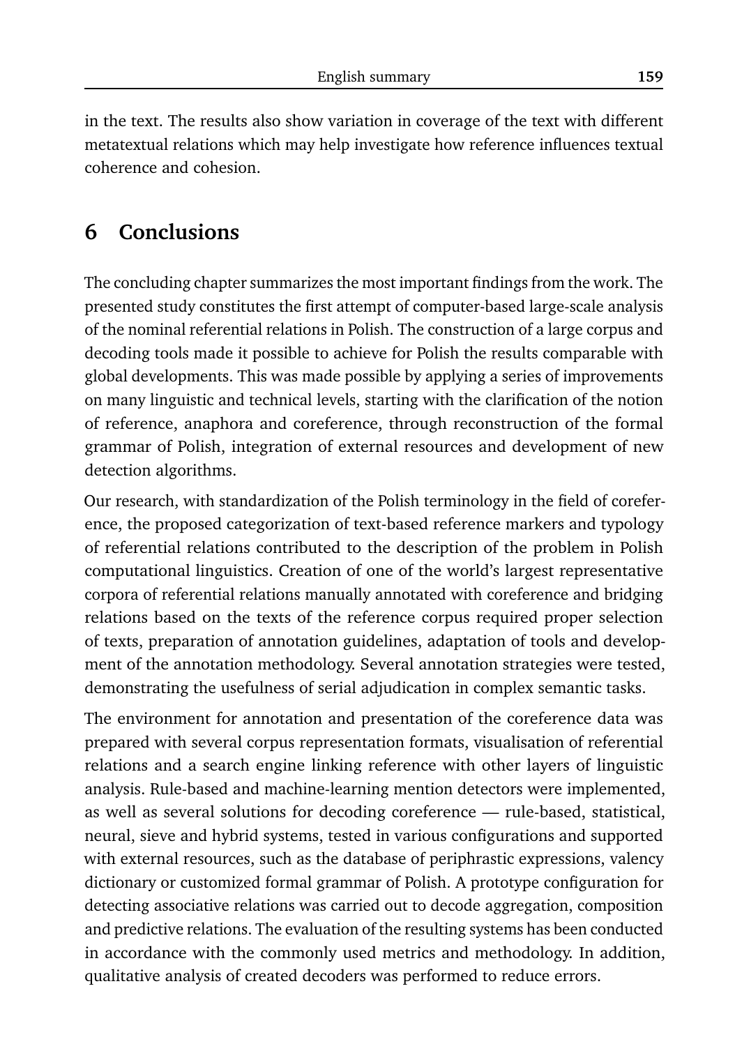in the text. The results also show variation in coverage of the text with different metatextual relations which may help investigate how reference influences textual coherence and cohesion.

## 6 Conclusions

The concluding chapter summarizes the most important findings from the work. The presented study constitutes the first attempt of computer-based large-scale analysis of the nominal referential relations in Polish. The construction of a large corpus and decoding tools made it possible to achieve for Polish the results comparable with global developments. This was made possible by applying a series of improvements on many linguistic and technical levels, starting with the clarification of the notion of reference, anaphora and coreference, through reconstruction of the formal grammar of Polish, integration of external resources and development of new detection algorithms.

Our research, with standardization of the Polish terminology in the field of coreference, the proposed categorization of text-based reference markers and typology of referential relations contributed to the description of the problem in Polish computational linguistics. Creation of one of the world's largest representative corpora of referential relations manually annotated with coreference and bridging relations based on the texts of the reference corpus required proper selection of texts, preparation of annotation guidelines, adaptation of tools and development of the annotation methodology. Several annotation strategies were tested, demonstrating the usefulness of serial adjudication in complex semantic tasks.

The environment for annotation and presentation of the coreference data was prepared with several corpus representation formats, visualisation of referential relations and a search engine linking reference with other layers of linguistic analysis. Rule-based and machine-learning mention detectors were implemented, as well as several solutions for decoding coreference — rule-based, statistical, neural, sieve and hybrid systems, tested in various configurations and supported with external resources, such as the database of periphrastic expressions, valency dictionary or customized formal grammar of Polish. A prototype configuration for detecting associative relations was carried out to decode aggregation, composition and predictive relations. The evaluation of the resulting systems has been conducted in accordance with the commonly used metrics and methodology. In addition, qualitative analysis of created decoders was performed to reduce errors.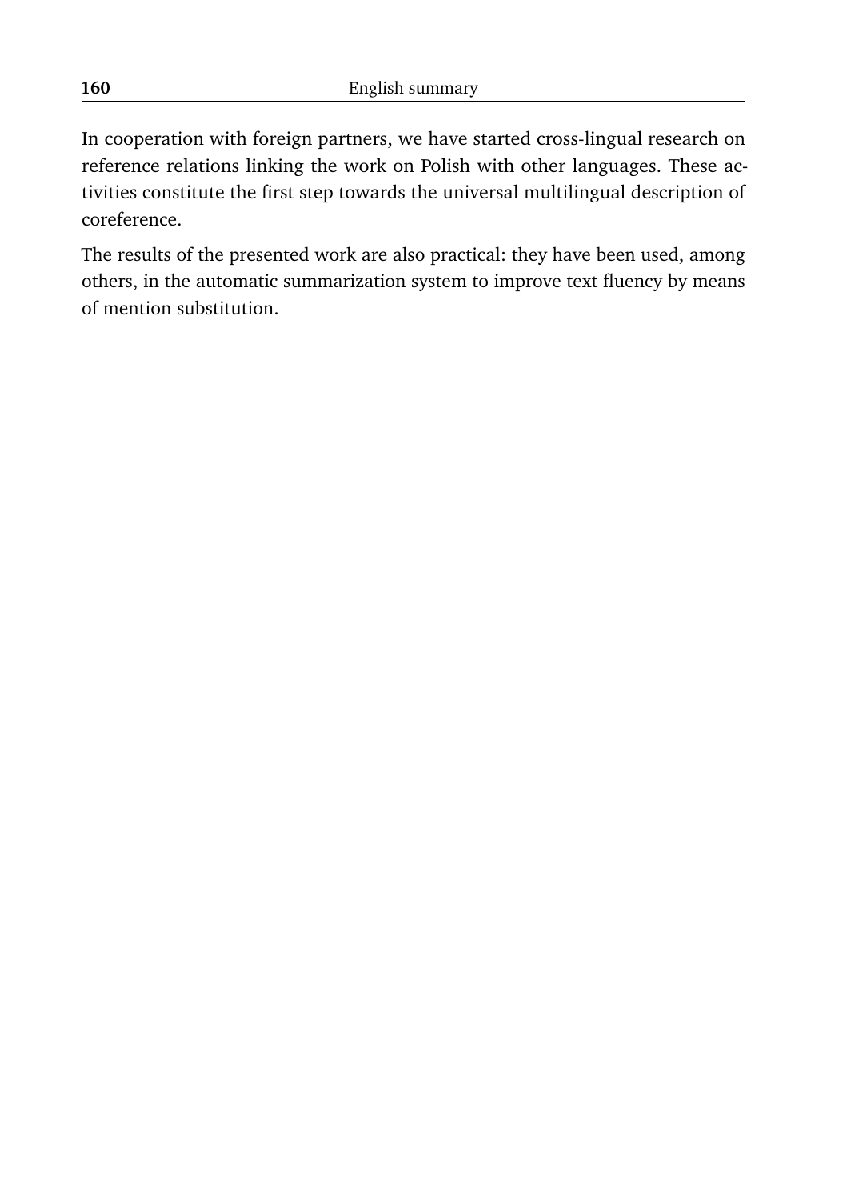In cooperation with foreign partners, we have started cross-lingual research on reference relations linking the work on Polish with other languages. These activities constitute the first step towards the universal multilingual description of coreference.

The results of the presented work are also practical: they have been used, among others, in the automatic summarization system to improve text fluency by means of mention substitution.